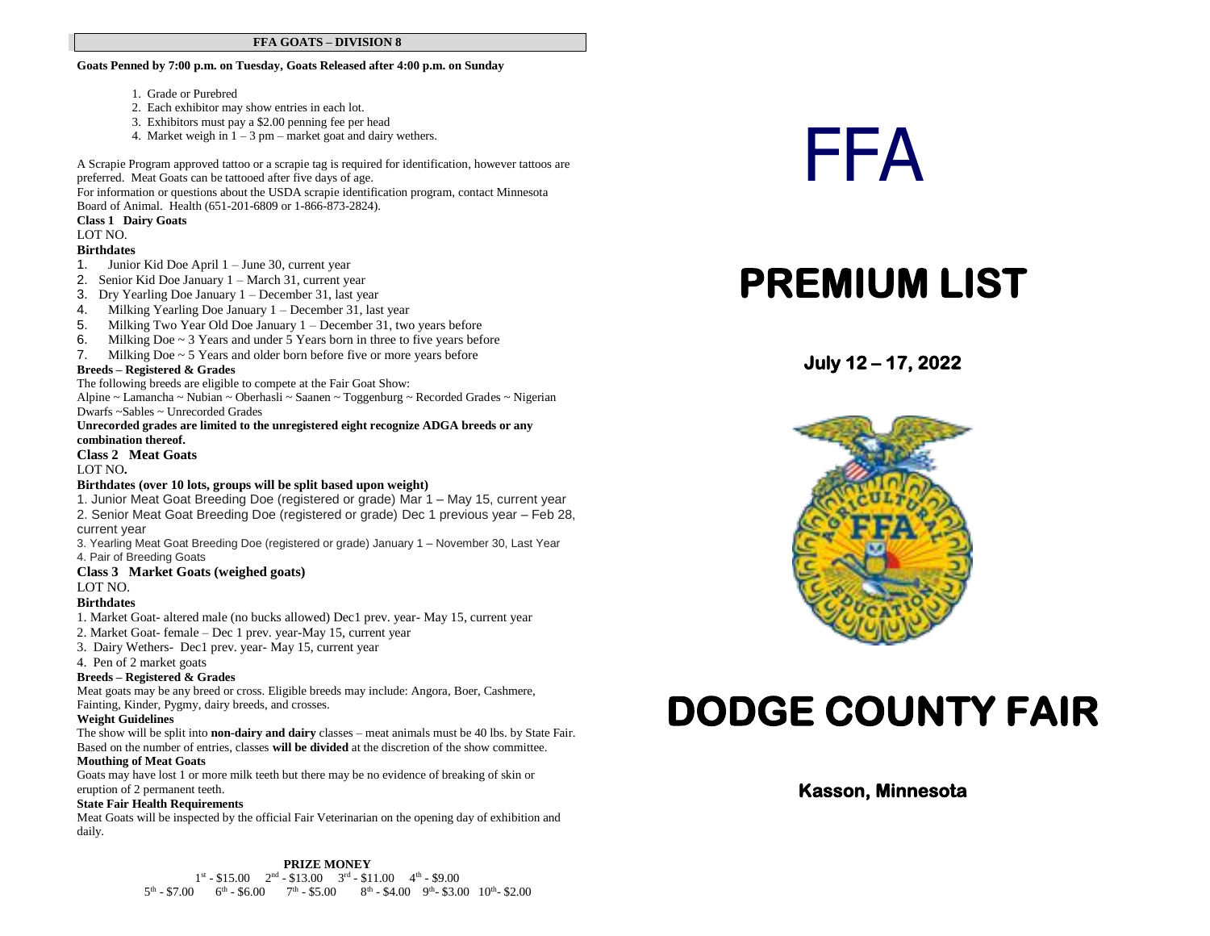## FFA GOATS – DIVISION 8

**Goats Penned by 7:00 p.m. on Tuesday, Goats Released after 4:00 p.m. on Sunday**

1. Grade or Purebred
2. Each exhibitor may show entries in each lot.
3. Exhibitors must pay a $2.00 penning fee per head
4. Market weigh in 1 – 3 pm – market goat and dairy wethers.

A Scrapie Program approved tattoo or a scrapie tag is required for identification, however tattoos are preferred. Meat Goats can be tattooed after five days of age.
For information or questions about the USDA scrapie identification program, contact Minnesota Board of Animal. Health (651-201-6809 or 1-866-873-2824).

**Class 1 Dairy Goats**

LOT NO.

**Birthdates**

1. Junior Kid Doe April 1 – June 30, current year
2. Senior Kid Doe January 1 – March 31, current year
3. Dry Yearling Doe January 1 – December 31, last year
4. Milking Yearling Doe January 1 – December 31, last year
5. Milking Two Year Old Doe January 1 – December 31, two years before
6. Milking Doe ~ 3 Years and under 5 Years born in three to five years before
7. Milking Doe ~ 5 Years and older born before five or more years before

**Breeds – Registered & Grades**

The following breeds are eligible to compete at the Fair Goat Show:
Alpine ~ Lamancha ~ Nubian ~ Oberhasli ~ Saanen ~ Toggenburg ~ Recorded Grades ~ Nigerian Dwarfs ~Sables ~ Unrecorded Grades

**Unrecorded grades are limited to the unregistered eight recognize ADGA breeds or any combination thereof.**

**Class 2 Meat Goats**

LOT NO.

**Birthdates (over 10 lots, groups will be split based upon weight)**

1. Junior Meat Goat Breeding Doe (registered or grade) Mar 1 – May 15, current year
2. Senior Meat Goat Breeding Doe (registered or grade) Dec 1 previous year – Feb 28, current year
3. Yearling Meat Goat Breeding Doe (registered or grade) January 1 – November 30, Last Year
4. Pair of Breeding Goats

**Class 3 Market Goats (weighed goats)**

LOT NO.

**Birthdates**

1. Market Goat- altered male (no bucks allowed) Dec1 prev. year- May 15, current year
2. Market Goat- female – Dec 1 prev. year-May 15, current year
3. Dairy Wethers- Dec1 prev. year- May 15, current year
4. Pen of 2 market goats

**Breeds – Registered & Grades**

Meat goats may be any breed or cross. Eligible breeds may include: Angora, Boer, Cashmere, Fainting, Kinder, Pygmy, dairy breeds, and crosses.

**Weight Guidelines**

The show will be split into **non-dairy and dairy** classes – meat animals must be 40 lbs. by State Fair. Based on the number of entries, classes **will be divided** at the discretion of the show committee.

**Mouthing of Meat Goats**

Goats may have lost 1 or more milk teeth but there may be no evidence of breaking of skin or eruption of 2 permanent teeth.

**State Fair Health Requirements**

Meat Goats will be inspected by the official Fair Veterinarian on the opening day of exhibition and daily.

**PRIZE MONEY**

1st - $15.00 2nd - $13.00 3rd - $11.00 4th - $9.00
5th - $7.00 6th - $6.00 7th - $5.00 8th - $4.00 9th- $3.00 10th- $2.00

# FFA

# PREMIUM LIST

### July 12 – 17, 2022

# DODGE COUNTY FAIR

### Kasson, Minnesota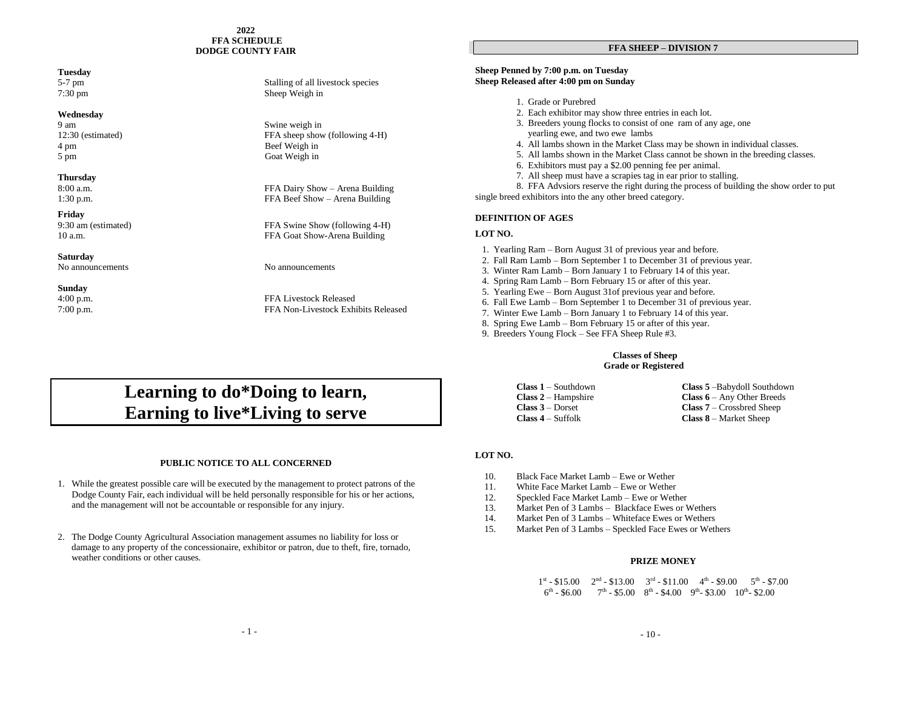## 2022 FFA SCHEDULE DODGE COUNTY FAIR

**Tuesday**

| | |
|---|---|
| 5-7 pm | Stalling of all livestock species |
| 7:30 pm | Sheep Weigh in |

**Wednesday**

| | |
|---|---|
| 9 am | Swine weigh in |
| 12:30 (estimated) | FFA sheep show (following 4-H) |
| 4 pm | Beef Weigh in |
| 5 pm | Goat Weigh in |

**Thursday**

| | |
|---|---|
| 8:00 a.m. | FFA Dairy Show – Arena Building |
| 1:30 p.m. | FFA Beef Show – Arena Building |

**Friday**

| | |
|---|---|
| 9:30 am (estimated) | FFA Swine Show (following 4-H) |
| 10 a.m. | FFA Goat Show-Arena Building |

**Saturday**

| | |
|---|---|
| No announcements | No announcements |

**Sunday**

| | |
|---|---|
| 4:00 p.m. | FFA Livestock Released |
| 7:00 p.m. | FFA Non-Livestock Exhibits Released |

# Learning to do*Doing to learn, Earning to live*Living to serve

### PUBLIC NOTICE TO ALL CONCERNED

1. While the greatest possible care will be executed by the management to protect patrons of the Dodge County Fair, each individual will be held personally responsible for his or her actions, and the management will not be accountable or responsible for any injury.

2. The Dodge County Agricultural Association management assumes no liability for loss or damage to any property of the concessionaire, exhibitor or patron, due to theft, fire, tornado, weather conditions or other causes.

## FFA SHEEP – DIVISION 7

**Sheep Penned by 7:00 p.m. on Tuesday**
**Sheep Released after 4:00 pm on Sunday**

1. Grade or Purebred
2. Each exhibitor may show three entries in each lot.
3. Breeders young flocks to consist of one ram of any age, one yearling ewe, and two ewe lambs
4. All lambs shown in the Market Class may be shown in individual classes.
5. All lambs shown in the Market Class cannot be shown in the breeding classes.
6. Exhibitors must pay a $2.00 penning fee per animal.
7. All sheep must have a scrapies tag in ear prior to stalling.
8. FFA Advsiors reserve the right during the process of building the show order to put single breed exhibitors into the any other breed category.

### DEFINITION OF AGES

**LOT NO.**

1. Yearling Ram – Born August 31 of previous year and before.
2. Fall Ram Lamb – Born September 1 to December 31 of previous year.
3. Winter Ram Lamb – Born January 1 to February 14 of this year.
4. Spring Ram Lamb – Born February 15 or after of this year.
5. Yearling Ewe – Born August 31of previous year and before.
6. Fall Ewe Lamb – Born September 1 to December 31 of previous year.
7. Winter Ewe Lamb – Born January 1 to February 14 of this year.
8. Spring Ewe Lamb – Born February 15 or after of this year.
9. Breeders Young Flock – See FFA Sheep Rule #3.

**Classes of Sheep**
**Grade or Registered**

**Class 1** – Southdown
**Class 2** – Hampshire
**Class 3** – Dorset
**Class 4** – Suffolk
**Class 5** –Babydoll Southdown
**Class 6** – Any Other Breeds
**Class 7** – Crossbred Sheep
**Class 8** – Market Sheep

**LOT NO.**

10. Black Face Market Lamb – Ewe or Wether
11. White Face Market Lamb – Ewe or Wether
12. Speckled Face Market Lamb – Ewe or Wether
13. Market Pen of 3 Lambs – Blackface Ewes or Wethers
14. Market Pen of 3 Lambs – Whiteface Ewes or Wethers
15. Market Pen of 3 Lambs – Speckled Face Ewes or Wethers

### PRIZE MONEY

1st - $15.00 2nd - $13.00 3rd - $11.00 4th - $9.00 5th - $7.00
6th - $6.00 7th - $5.00 8th - $4.00 9th- $3.00 10th- $2.00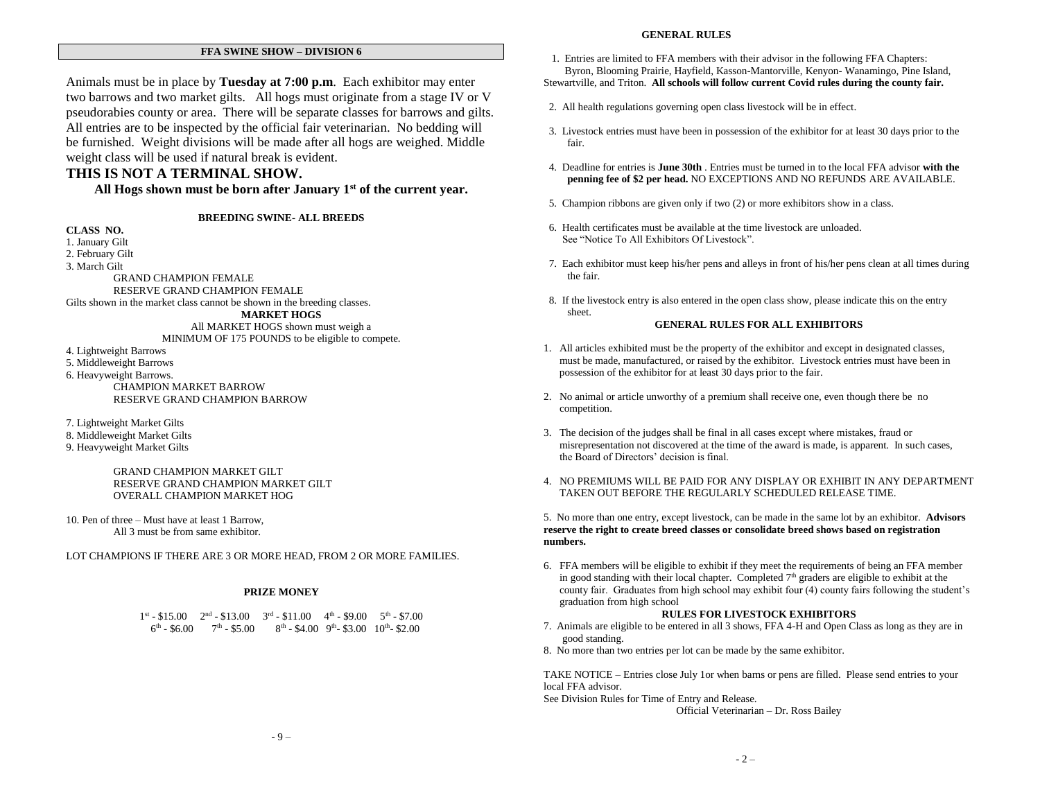## FFA SWINE SHOW – DIVISION 6

Animals must be in place by **Tuesday at 7:00 p.m**. Each exhibitor may enter two barrows and two market gilts. All hogs must originate from a stage IV or V pseudorabies county or area. There will be separate classes for barrows and gilts. All entries are to be inspected by the official fair veterinarian. No bedding will be furnished. Weight divisions will be made after all hogs are weighed. Middle weight class will be used if natural break is evident.

## THIS IS NOT A TERMINAL SHOW.

**All Hogs shown must be born after January 1st of the current year.**

### BREEDING SWINE- ALL BREEDS

**CLASS NO.**

1. January Gilt
2. February Gilt
3. March Gilt

GRAND CHAMPION FEMALE
RESERVE GRAND CHAMPION FEMALE

Gilts shown in the market class cannot be shown in the breeding classes.

### MARKET HOGS

All MARKET HOGS shown must weigh a MINIMUM OF 175 POUNDS to be eligible to compete.

4. Lightweight Barrows
5. Middleweight Barrows
6. Heavyweight Barrows.

CHAMPION MARKET BARROW
RESERVE GRAND CHAMPION BARROW

7. Lightweight Market Gilts
8. Middleweight Market Gilts
9. Heavyweight Market Gilts

GRAND CHAMPION MARKET GILT
RESERVE GRAND CHAMPION MARKET GILT
OVERALL CHAMPION MARKET HOG

10. Pen of three – Must have at least 1 Barrow, All 3 must be from same exhibitor.

LOT CHAMPIONS IF THERE ARE 3 OR MORE HEAD, FROM 2 OR MORE FAMILIES.

### PRIZE MONEY

1st - $15.00 2nd - $13.00 3rd - $11.00 4th - $9.00 5th - $7.00
6th - $6.00 7th - $5.00 8th - $4.00 9th- $3.00 10th- $2.00

## GENERAL RULES

1. Entries are limited to FFA members with their advisor in the following FFA Chapters: Byron, Blooming Prairie, Hayfield, Kasson-Mantorville, Kenyon- Wanamingo, Pine Island, Stewartville, and Triton. **All schools will follow current Covid rules during the county fair.**
2. All health regulations governing open class livestock will be in effect.
3. Livestock entries must have been in possession of the exhibitor for at least 30 days prior to the fair.
4. Deadline for entries is **June 30th** . Entries must be turned in to the local FFA advisor **with the penning fee of $2 per head.** NO EXCEPTIONS AND NO REFUNDS ARE AVAILABLE.
5. Champion ribbons are given only if two (2) or more exhibitors show in a class.
6. Health certificates must be available at the time livestock are unloaded. See "Notice To All Exhibitors Of Livestock".
7. Each exhibitor must keep his/her pens and alleys in front of his/her pens clean at all times during the fair.
8. If the livestock entry is also entered in the open class show, please indicate this on the entry sheet.

### GENERAL RULES FOR ALL EXHIBITORS

1. All articles exhibited must be the property of the exhibitor and except in designated classes, must be made, manufactured, or raised by the exhibitor. Livestock entries must have been in possession of the exhibitor for at least 30 days prior to the fair.
2. No animal or article unworthy of a premium shall receive one, even though there be no competition.
3. The decision of the judges shall be final in all cases except where mistakes, fraud or misrepresentation not discovered at the time of the award is made, is apparent. In such cases, the Board of Directors' decision is final.
4. NO PREMIUMS WILL BE PAID FOR ANY DISPLAY OR EXHIBIT IN ANY DEPARTMENT TAKEN OUT BEFORE THE REGULARLY SCHEDULED RELEASE TIME.
5. No more than one entry, except livestock, can be made in the same lot by an exhibitor. **Advisors reserve the right to create breed classes or consolidate breed shows based on registration numbers.**
6. FFA members will be eligible to exhibit if they meet the requirements of being an FFA member in good standing with their local chapter. Completed 7th graders are eligible to exhibit at the county fair. Graduates from high school may exhibit four (4) county fairs following the student's graduation from high school

### RULES FOR LIVESTOCK EXHIBITORS

7. Animals are eligible to be entered in all 3 shows, FFA 4-H and Open Class as long as they are in good standing.
8. No more than two entries per lot can be made by the same exhibitor.

TAKE NOTICE – Entries close July 1or when barns or pens are filled. Please send entries to your local FFA advisor.
See Division Rules for Time of Entry and Release.

Official Veterinarian – Dr. Ross Bailey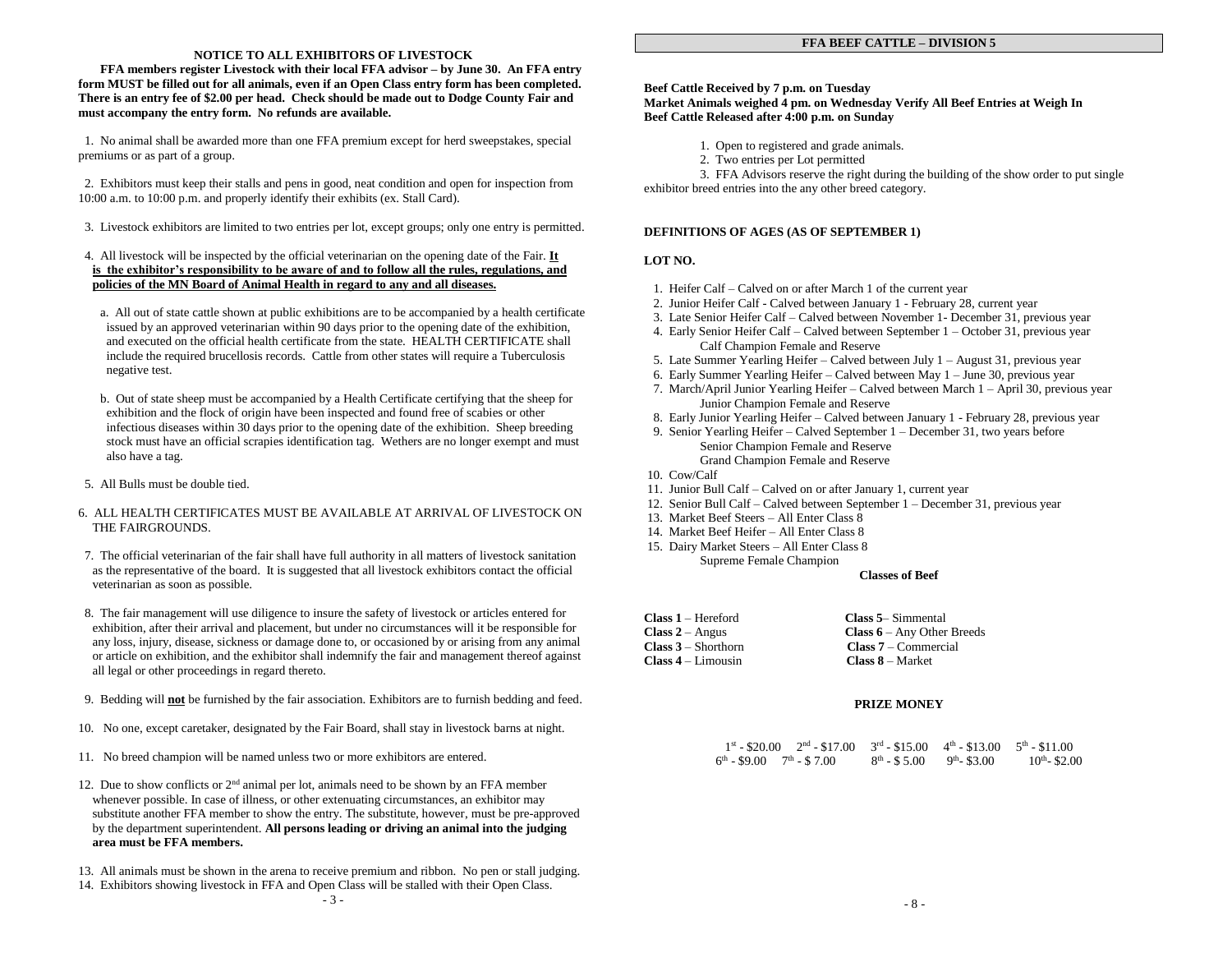## NOTICE TO ALL EXHIBITORS OF LIVESTOCK

**FFA members register Livestock with their local FFA advisor – by June 30. An FFA entry form MUST be filled out for all animals, even if an Open Class entry form has been completed. There is an entry fee of $2.00 per head. Check should be made out to Dodge County Fair and must accompany the entry form. No refunds are available.**

1. No animal shall be awarded more than one FFA premium except for herd sweepstakes, special premiums or as part of a group.

2. Exhibitors must keep their stalls and pens in good, neat condition and open for inspection from 10:00 a.m. to 10:00 p.m. and properly identify their exhibits (ex. Stall Card).

3. Livestock exhibitors are limited to two entries per lot, except groups; only one entry is permitted.

4. All livestock will be inspected by the official veterinarian on the opening date of the Fair. **It is the exhibitor's responsibility to be aware of and to follow all the rules, regulations, and policies of the MN Board of Animal Health in regard to any and all diseases.**

   a. All out of state cattle shown at public exhibitions are to be accompanied by a health certificate issued by an approved veterinarian within 90 days prior to the opening date of the exhibition, and executed on the official health certificate from the state. HEALTH CERTIFICATE shall include the required brucellosis records. Cattle from other states will require a Tuberculosis negative test.

   b. Out of state sheep must be accompanied by a Health Certificate certifying that the sheep for exhibition and the flock of origin have been inspected and found free of scabies or other infectious diseases within 30 days prior to the opening date of the exhibition. Sheep breeding stock must have an official scrapies identification tag. Wethers are no longer exempt and must also have a tag.

5. All Bulls must be double tied.

6. ALL HEALTH CERTIFICATES MUST BE AVAILABLE AT ARRIVAL OF LIVESTOCK ON THE FAIRGROUNDS.

7. The official veterinarian of the fair shall have full authority in all matters of livestock sanitation as the representative of the board. It is suggested that all livestock exhibitors contact the official veterinarian as soon as possible.

8. The fair management will use diligence to insure the safety of livestock or articles entered for exhibition, after their arrival and placement, but under no circumstances will it be responsible for any loss, injury, disease, sickness or damage done to, or occasioned by or arising from any animal or article on exhibition, and the exhibitor shall indemnify the fair and management thereof against all legal or other proceedings in regard thereto.

9. Bedding will **not** be furnished by the fair association. Exhibitors are to furnish bedding and feed.

10. No one, except caretaker, designated by the Fair Board, shall stay in livestock barns at night.

11. No breed champion will be named unless two or more exhibitors are entered.

12. Due to show conflicts or 2nd animal per lot, animals need to be shown by an FFA member whenever possible. In case of illness, or other extenuating circumstances, an exhibitor may substitute another FFA member to show the entry. The substitute, however, must be pre-approved by the department superintendent. **All persons leading or driving an animal into the judging area must be FFA members.**

13. All animals must be shown in the arena to receive premium and ribbon. No pen or stall judging.

14. Exhibitors showing livestock in FFA and Open Class will be stalled with their Open Class.

## FFA BEEF CATTLE – DIVISION 5

**Beef Cattle Received by 7 p.m. on Tuesday**
**Market Animals weighed 4 pm. on Wednesday Verify All Beef Entries at Weigh In**
**Beef Cattle Released after 4:00 p.m. on Sunday**

1. Open to registered and grade animals.
2. Two entries per Lot permitted
3. FFA Advisors reserve the right during the building of the show order to put single exhibitor breed entries into the any other breed category.

**DEFINITIONS OF AGES (AS OF SEPTEMBER 1)**

**LOT NO.**

1. Heifer Calf – Calved on or after March 1 of the current year
2. Junior Heifer Calf - Calved between January 1 - February 28, current year
3. Late Senior Heifer Calf – Calved between November 1- December 31, previous year
4. Early Senior Heifer Calf – Calved between September 1 – October 31, previous year
   Calf Champion Female and Reserve
5. Late Summer Yearling Heifer – Calved between July 1 – August 31, previous year
6. Early Summer Yearling Heifer – Calved between May 1 – June 30, previous year
7. March/April Junior Yearling Heifer – Calved between March 1 – April 30, previous year
   Junior Champion Female and Reserve
8. Early Junior Yearling Heifer – Calved between January 1 - February 28, previous year
9. Senior Yearling Heifer – Calved September 1 – December 31, two years before
   Senior Champion Female and Reserve
   Grand Champion Female and Reserve
10. Cow/Calf
11. Junior Bull Calf – Calved on or after January 1, current year
12. Senior Bull Calf – Calved between September 1 – December 31, previous year
13. Market Beef Steers – All Enter Class 8
14. Market Beef Heifer – All Enter Class 8
15. Dairy Market Steers – All Enter Class 8
    Supreme Female Champion

**Classes of Beef**

**Class 1** – Hereford
**Class 2** – Angus
**Class 3** – Shorthorn
**Class 4** – Limousin
**Class 5**– Simmental
**Class 6** – Any Other Breeds
**Class 7** – Commercial
**Class 8** – Market

**PRIZE MONEY**

1st - $20.00 2nd - $17.00 3rd - $15.00 4th - $13.00 5th - $11.00
6th - $9.00 7th - $ 7.00 8th - $ 5.00 9th- $3.00 10th- $2.00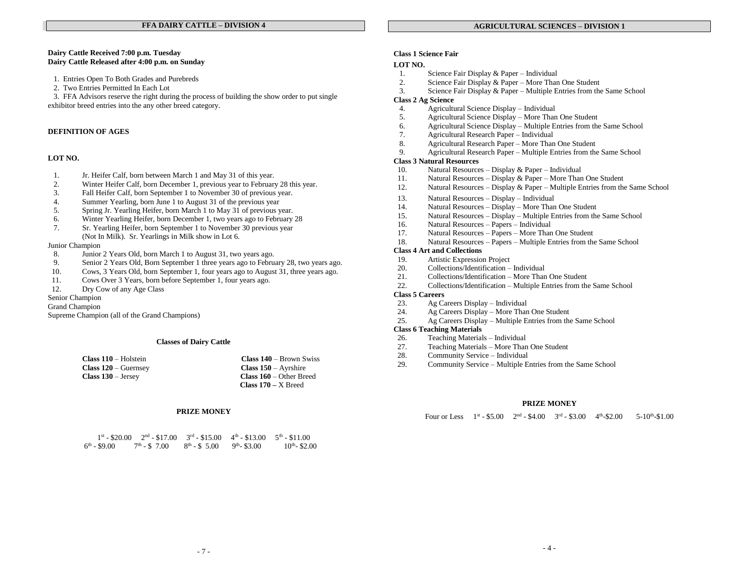## FFA DAIRY CATTLE – DIVISION 4

**Dairy Cattle Received 7:00 p.m. Tuesday**
**Dairy Cattle Released after 4:00 p.m. on Sunday**

1. Entries Open To Both Grades and Purebreds
2. Two Entries Permitted In Each Lot
3. FFA Advisors reserve the right during the process of building the show order to put single exhibitor breed entries into the any other breed category.

**DEFINITION OF AGES**

**LOT NO.**

1. Jr. Heifer Calf, born between March 1 and May 31 of this year.
2. Winter Heifer Calf, born December 1, previous year to February 28 this year.
3. Fall Heifer Calf, born September 1 to November 30 of previous year.
4. Summer Yearling, born June 1 to August 31 of the previous year
5. Spring Jr. Yearling Heifer, born March 1 to May 31 of previous year.
6. Winter Yearling Heifer, born December 1, two years ago to February 28
7. Sr. Yearling Heifer, born September 1 to November 30 previous year (Not In Milk). Sr. Yearlings in Milk show in Lot 6.

Junior Champion

8. Junior 2 Years Old, born March 1 to August 31, two years ago.
9. Senior 2 Years Old, Born September 1 three years ago to February 28, two years ago.
10. Cows, 3 Years Old, born September 1, four years ago to August 31, three years ago.
11. Cows Over 3 Years, born before September 1, four years ago.
12. Dry Cow of any Age Class

Senior Champion
Grand Champion
Supreme Champion (all of the Grand Champions)

**Classes of Dairy Cattle**

| | |
|---|---|
| **Class 110** – Holstein | **Class 140** – Brown Swiss |
| **Class 120** – Guernsey | **Class 150** – Ayrshire |
| **Class 130** – Jersey | **Class 160** – Other Breed |
| | **Class 170** – X Breed |

**PRIZE MONEY**

1st - $20.00 2nd - $17.00 3rd - $15.00 4th - $13.00 5th - $11.00
6th - $9.00 7th - $ 7.00 8th - $ 5.00 9th - $3.00 10th - $2.00

## AGRICULTURAL SCIENCES – DIVISION 1

**Class 1 Science Fair**

**LOT NO.**

1. Science Fair Display & Paper – Individual
2. Science Fair Display & Paper – More Than One Student
3. Science Fair Display & Paper – Multiple Entries from the Same School

**Class 2 Ag Science**

4. Agricultural Science Display – Individual
5. Agricultural Science Display – More Than One Student
6. Agricultural Science Display – Multiple Entries from the Same School
7. Agricultural Research Paper – Individual
8. Agricultural Research Paper – More Than One Student
9. Agricultural Research Paper – Multiple Entries from the Same School

**Class 3 Natural Resources**

10. Natural Resources – Display & Paper – Individual
11. Natural Resources – Display & Paper – More Than One Student
12. Natural Resources – Display & Paper – Multiple Entries from the Same School
13. Natural Resources – Display – Individual
14. Natural Resources – Display – More Than One Student
15. Natural Resources – Display – Multiple Entries from the Same School
16. Natural Resources – Papers – Individual
17. Natural Resources – Papers – More Than One Student
18. Natural Resources – Papers – Multiple Entries from the Same School

**Class 4 Art and Collections**

19. Artistic Expression Project
20. Collections/Identification – Individual
21. Collections/Identification – More Than One Student
22. Collections/Identification – Multiple Entries from the Same School

**Class 5 Careers**

23. Ag Careers Display – Individual
24. Ag Careers Display – More Than One Student
25. Ag Careers Display – Multiple Entries from the Same School

**Class 6 Teaching Materials**

26. Teaching Materials – Individual
27. Teaching Materials – More Than One Student
28. Community Service – Individual
29. Community Service – Multiple Entries from the Same School

**PRIZE MONEY**

Four or Less 1st - $5.00 2nd - $4.00 3rd - $3.00 4th-$2.00 5-10th-$1.00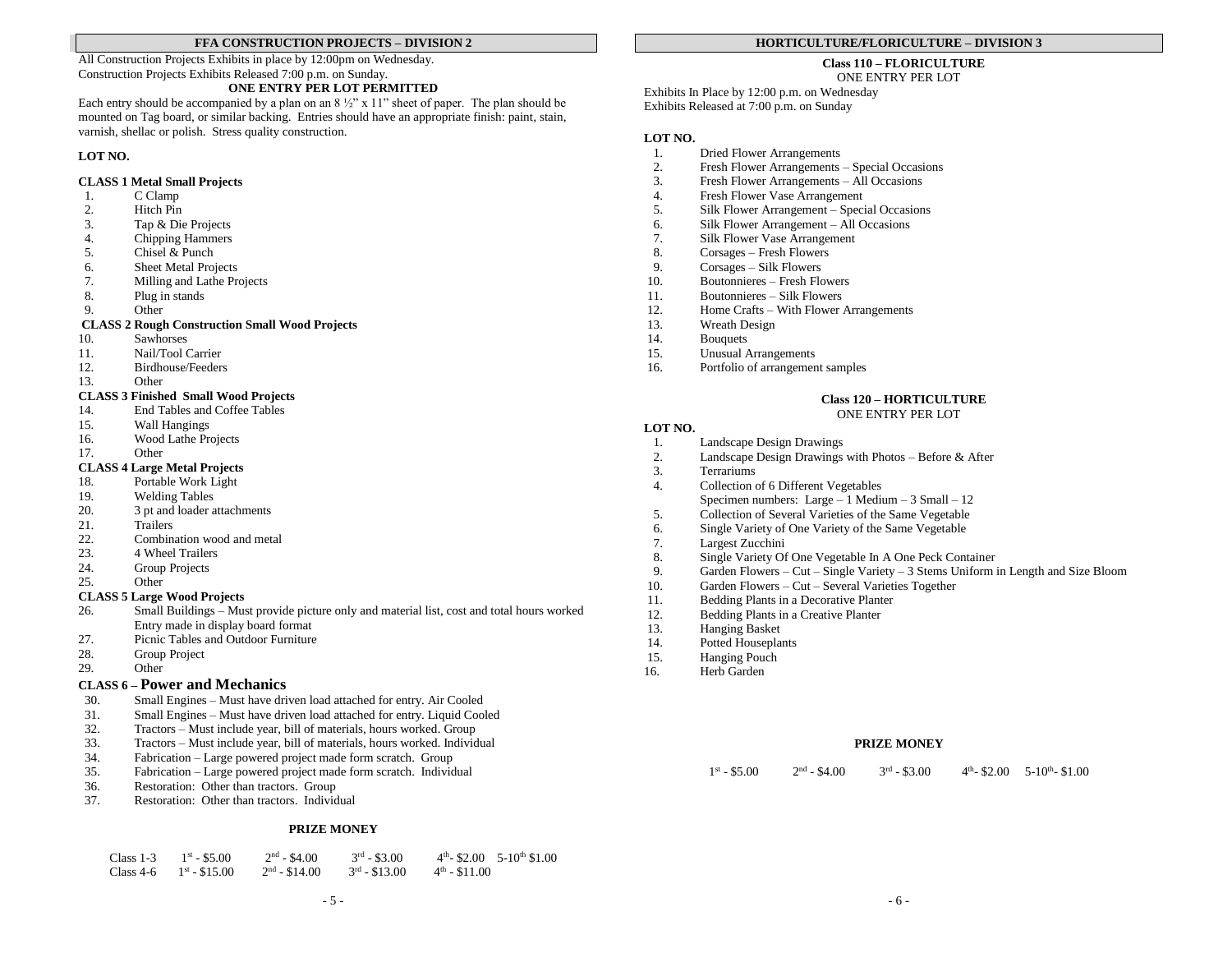## FFA CONSTRUCTION PROJECTS – DIVISION 2

All Construction Projects Exhibits in place by 12:00pm on Wednesday.
Construction Projects Exhibits Released 7:00 p.m. on Sunday.

**ONE ENTRY PER LOT PERMITTED**

Each entry should be accompanied by a plan on an 8 ½" x 11" sheet of paper. The plan should be mounted on Tag board, or similar backing. Entries should have an appropriate finish: paint, stain, varnish, shellac or polish. Stress quality construction.

**LOT NO.**

**CLASS 1 Metal Small Projects**

1. C Clamp
2. Hitch Pin
3. Tap & Die Projects
4. Chipping Hammers
5. Chisel & Punch
6. Sheet Metal Projects
7. Milling and Lathe Projects
8. Plug in stands
9. Other

**CLASS 2 Rough Construction Small Wood Projects**

10. Sawhorses
11. Nail/Tool Carrier
12. Birdhouse/Feeders
13. Other

**CLASS 3 Finished Small Wood Projects**

14. End Tables and Coffee Tables
15. Wall Hangings
16. Wood Lathe Projects
17. Other

**CLASS 4 Large Metal Projects**

18. Portable Work Light
19. Welding Tables
20. 3 pt and loader attachments
21. Trailers
22. Combination wood and metal
23. 4 Wheel Trailers
24. Group Projects
25. Other

**CLASS 5 Large Wood Projects**

26. Small Buildings – Must provide picture only and material list, cost and total hours worked Entry made in display board format
27. Picnic Tables and Outdoor Furniture
28. Group Project
29. Other

**CLASS 6 – Power and Mechanics**

30. Small Engines – Must have driven load attached for entry. Air Cooled
31. Small Engines – Must have driven load attached for entry. Liquid Cooled
32. Tractors – Must include year, bill of materials, hours worked. Group
33. Tractors – Must include year, bill of materials, hours worked. Individual
34. Fabrication – Large powered project made form scratch. Group
35. Fabrication – Large powered project made form scratch. Individual
36. Restoration: Other than tractors. Group
37. Restoration: Other than tractors. Individual

**PRIZE MONEY**

| | | | | | |
|---|---|---|---|---|---|
| Class 1-3 | 1st - $5.00 | 2nd - $4.00 | 3rd - $3.00 | 4th - $2.00 | 5-10th $1.00 |
| Class 4-6 | 1st - $15.00 | 2nd - $14.00 | 3rd - $13.00 | 4th - $11.00 | |

## HORTICULTURE/FLORICULTURE – DIVISION 3

**Class 110 – FLORICULTURE**
ONE ENTRY PER LOT

Exhibits In Place by 12:00 p.m. on Wednesday
Exhibits Released at 7:00 p.m. on Sunday

**LOT NO.**

1. Dried Flower Arrangements
2. Fresh Flower Arrangements – Special Occasions
3. Fresh Flower Arrangements – All Occasions
4. Fresh Flower Vase Arrangement
5. Silk Flower Arrangement – Special Occasions
6. Silk Flower Arrangement – All Occasions
7. Silk Flower Vase Arrangement
8. Corsages – Fresh Flowers
9. Corsages – Silk Flowers
10. Boutonnieres – Fresh Flowers
11. Boutonnieres – Silk Flowers
12. Home Crafts – With Flower Arrangements
13. Wreath Design
14. Bouquets
15. Unusual Arrangements
16. Portfolio of arrangement samples

**Class 120 – HORTICULTURE**
ONE ENTRY PER LOT

**LOT NO.**

1. Landscape Design Drawings
2. Landscape Design Drawings with Photos – Before & After
3. Terrariums
4. Collection of 6 Different Vegetables
   Specimen numbers: Large – 1 Medium – 3 Small – 12
5. Collection of Several Varieties of the Same Vegetable
6. Single Variety of One Variety of the Same Vegetable
7. Largest Zucchini
8. Single Variety Of One Vegetable In A One Peck Container
9. Garden Flowers – Cut – Single Variety – 3 Stems Uniform in Length and Size Bloom
10. Garden Flowers – Cut – Several Varieties Together
11. Bedding Plants in a Decorative Planter
12. Bedding Plants in a Creative Planter
13. Hanging Basket
14. Potted Houseplants
15. Hanging Pouch
16. Herb Garden

**PRIZE MONEY**

1st - $5.00 2nd - $4.00 3rd - $3.00 4th - $2.00 5-10th - $1.00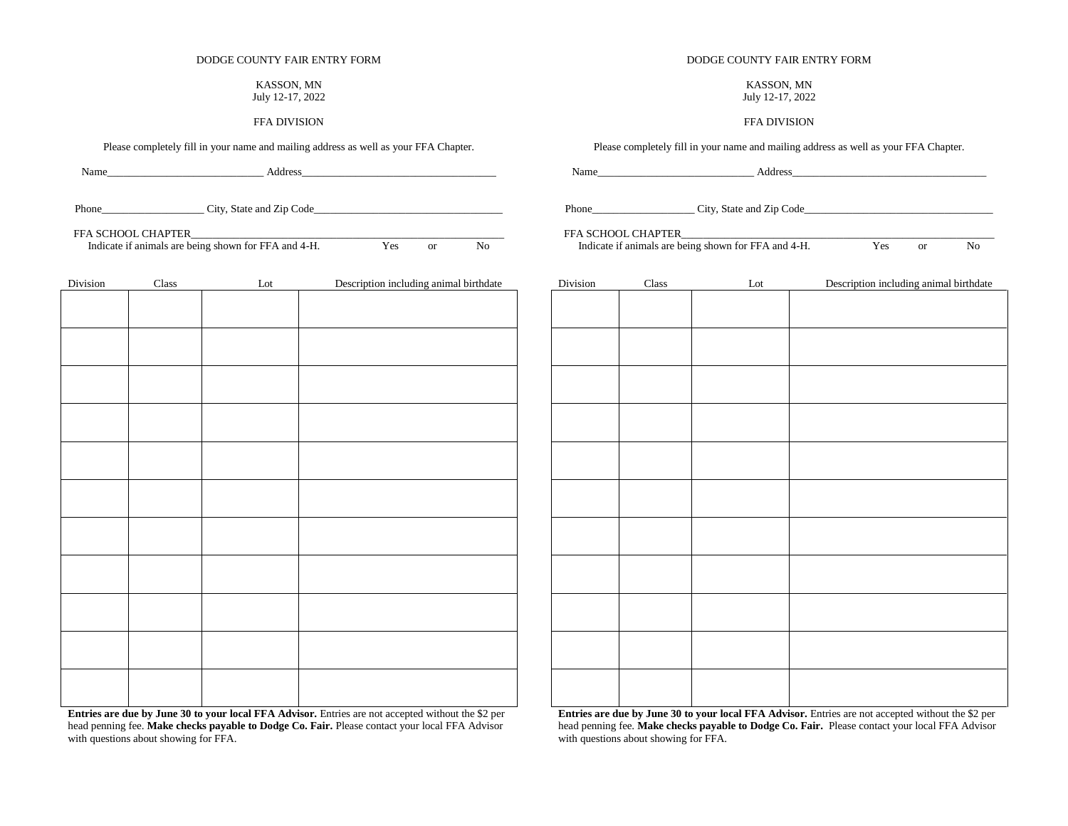DODGE COUNTY FAIR ENTRY FORM

KASSON, MN
July 12-17, 2022

FFA DIVISION

Please completely fill in your name and mailing address as well as your FFA Chapter.

Name_____________________________ Address____________________________________

Phone__________________ City, State and Zip Code__________________________________

FFA SCHOOL CHAPTER___________________________________________________________

Indicate if animals are being shown for FFA and 4-H. Yes or No

| Division | Class | Lot | Description including animal birthdate |
| --- | --- | --- | --- |
| | | | |
| | | | |
| | | | |
| | | | |
| | | | |
| | | | |
| | | | |
| | | | |
| | | | |
| | | | |
| | | | |

**Entries are due by June 30 to your local FFA Advisor.** Entries are not accepted without the $2 per head penning fee. **Make checks payable to Dodge Co. Fair.** Please contact your local FFA Advisor with questions about showing for FFA.

DODGE COUNTY FAIR ENTRY FORM

KASSON, MN
July 12-17, 2022

FFA DIVISION

Please completely fill in your name and mailing address as well as your FFA Chapter.

Name_____________________________ Address____________________________________

Phone__________________ City, State and Zip Code__________________________________

FFA SCHOOL CHAPTER___________________________________________________________

Indicate if animals are being shown for FFA and 4-H. Yes or No

| Division | Class | Lot | Description including animal birthdate |
| --- | --- | --- | --- |
| | | | |
| | | | |
| | | | |
| | | | |
| | | | |
| | | | |
| | | | |
| | | | |
| | | | |
| | | | |
| | | | |

**Entries are due by June 30 to your local FFA Advisor.** Entries are not accepted without the $2 per head penning fee. **Make checks payable to Dodge Co. Fair.** Please contact your local FFA Advisor with questions about showing for FFA.